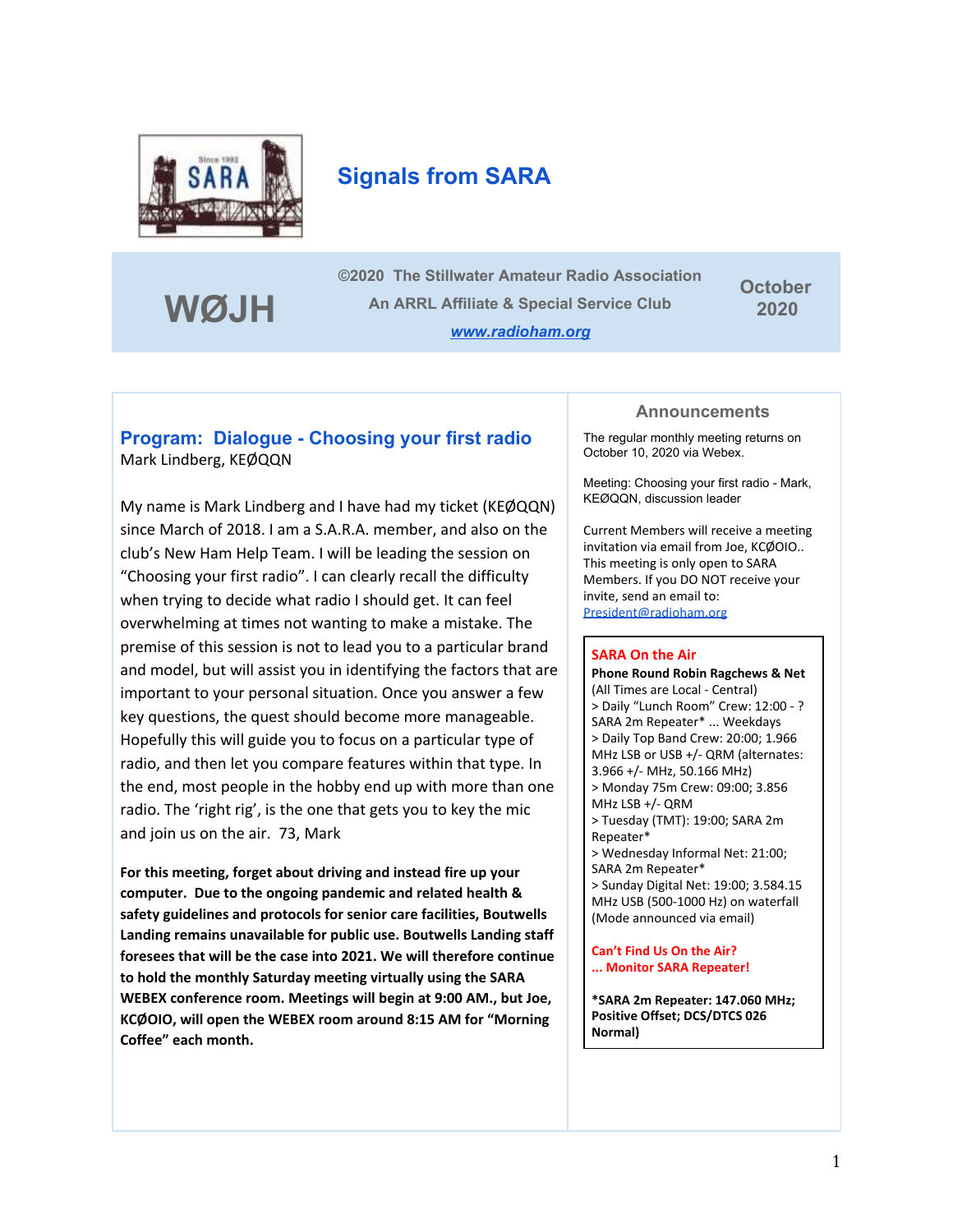# Signals from SARA

**WØJH**

**©2020 The Stillwater Amateur Radio Association**
**An ARRL Affiliate & Special Service Club**
**www.radioham.org**

**October 2020**

## Program: Dialogue - Choosing your first radio

Mark Lindberg, KEØQQN

My name is Mark Lindberg and I have had my ticket (KEØQQN) since March of 2018. I am a S.A.R.A. member, and also on the club's New Ham Help Team. I will be leading the session on "Choosing your first radio". I can clearly recall the difficulty when trying to decide what radio I should get. It can feel overwhelming at times not wanting to make a mistake. The premise of this session is not to lead you to a particular brand and model, but will assist you in identifying the factors that are important to your personal situation. Once you answer a few key questions, the quest should become more manageable. Hopefully this will guide you to focus on a particular type of radio, and then let you compare features within that type. In the end, most people in the hobby end up with more than one radio. The 'right rig', is the one that gets you to key the mic and join us on the air. 73, Mark

**For this meeting, forget about driving and instead fire up your computer. Due to the ongoing pandemic and related health & safety guidelines and protocols for senior care facilities, Boutwells Landing remains unavailable for public use. Boutwells Landing staff foresees that will be the case into 2021. We will therefore continue to hold the monthly Saturday meeting virtually using the SARA WEBEX conference room. Meetings will begin at 9:00 AM., but Joe, KCØOIO, will open the WEBEX room around 8:15 AM for "Morning Coffee" each month.**

## Announcements

The regular monthly meeting returns on October 10, 2020 via Webex.

Meeting: Choosing your first radio - Mark, KEØQQN, discussion leader

Current Members will receive a meeting invitation via email from Joe, KCØOIO.. This meeting is only open to SARA Members. If you DO NOT receive your invite, send an email to: President@radioham.org

### SARA On the Air

**Phone Round Robin Ragchews & Net**
(All Times are Local - Central)

> Daily "Lunch Room" Crew: 12:00 - ? SARA 2m Repeater* ... Weekdays
> Daily Top Band Crew: 20:00; 1.966 MHz LSB or USB +/- QRM (alternates: 3.966 +/- MHz, 50.166 MHz)
> Monday 75m Crew: 09:00; 3.856 MHz LSB +/- QRM
> Tuesday (TMT): 19:00; SARA 2m Repeater*
> Wednesday Informal Net: 21:00; SARA 2m Repeater*
> Sunday Digital Net: 19:00; 3.584.15 MHz USB (500-1000 Hz) on waterfall (Mode announced via email)

**Can't Find Us On the Air?**
**... Monitor SARA Repeater!**

***SARA 2m Repeater: 147.060 MHz; Positive Offset; DCS/DTCS 026 Normal)**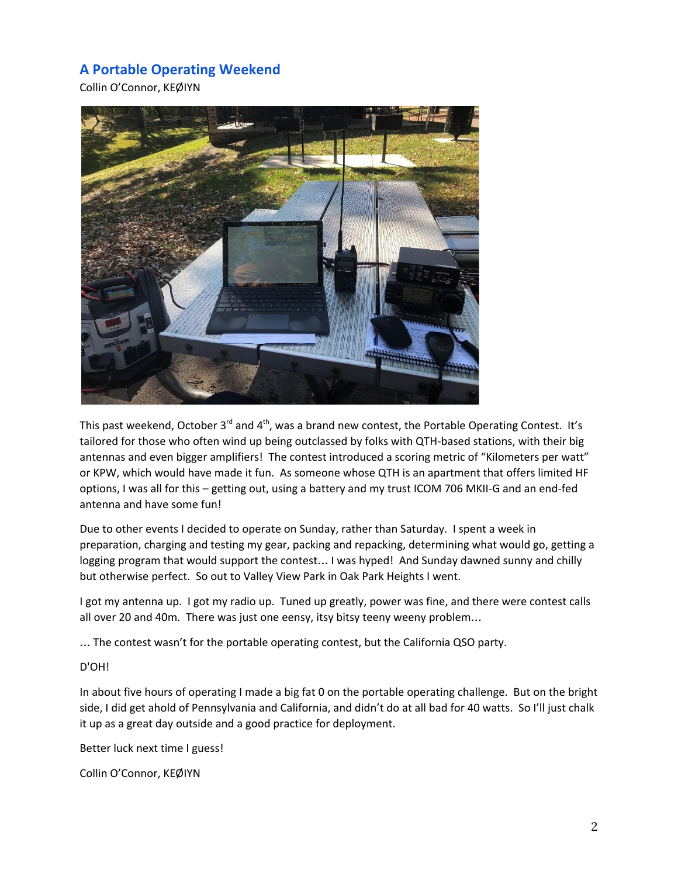## A Portable Operating Weekend

Collin O'Connor, KEØIYN

This past weekend, October 3rd and 4th, was a brand new contest, the Portable Operating Contest. It's tailored for those who often wind up being outclassed by folks with QTH-based stations, with their big antennas and even bigger amplifiers! The contest introduced a scoring metric of "Kilometers per watt" or KPW, which would have made it fun. As someone whose QTH is an apartment that offers limited HF options, I was all for this – getting out, using a battery and my trust ICOM 706 MKII-G and an end-fed antenna and have some fun!

Due to other events I decided to operate on Sunday, rather than Saturday. I spent a week in preparation, charging and testing my gear, packing and repacking, determining what would go, getting a logging program that would support the contest… I was hyped! And Sunday dawned sunny and chilly but otherwise perfect. So out to Valley View Park in Oak Park Heights I went.

I got my antenna up. I got my radio up. Tuned up greatly, power was fine, and there were contest calls all over 20 and 40m. There was just one eensy, itsy bitsy teeny weeny problem…

… The contest wasn't for the portable operating contest, but the California QSO party.

D'OH!

In about five hours of operating I made a big fat 0 on the portable operating challenge. But on the bright side, I did get ahold of Pennsylvania and California, and didn't do at all bad for 40 watts. So I'll just chalk it up as a great day outside and a good practice for deployment.

Better luck next time I guess!

Collin O'Connor, KEØIYN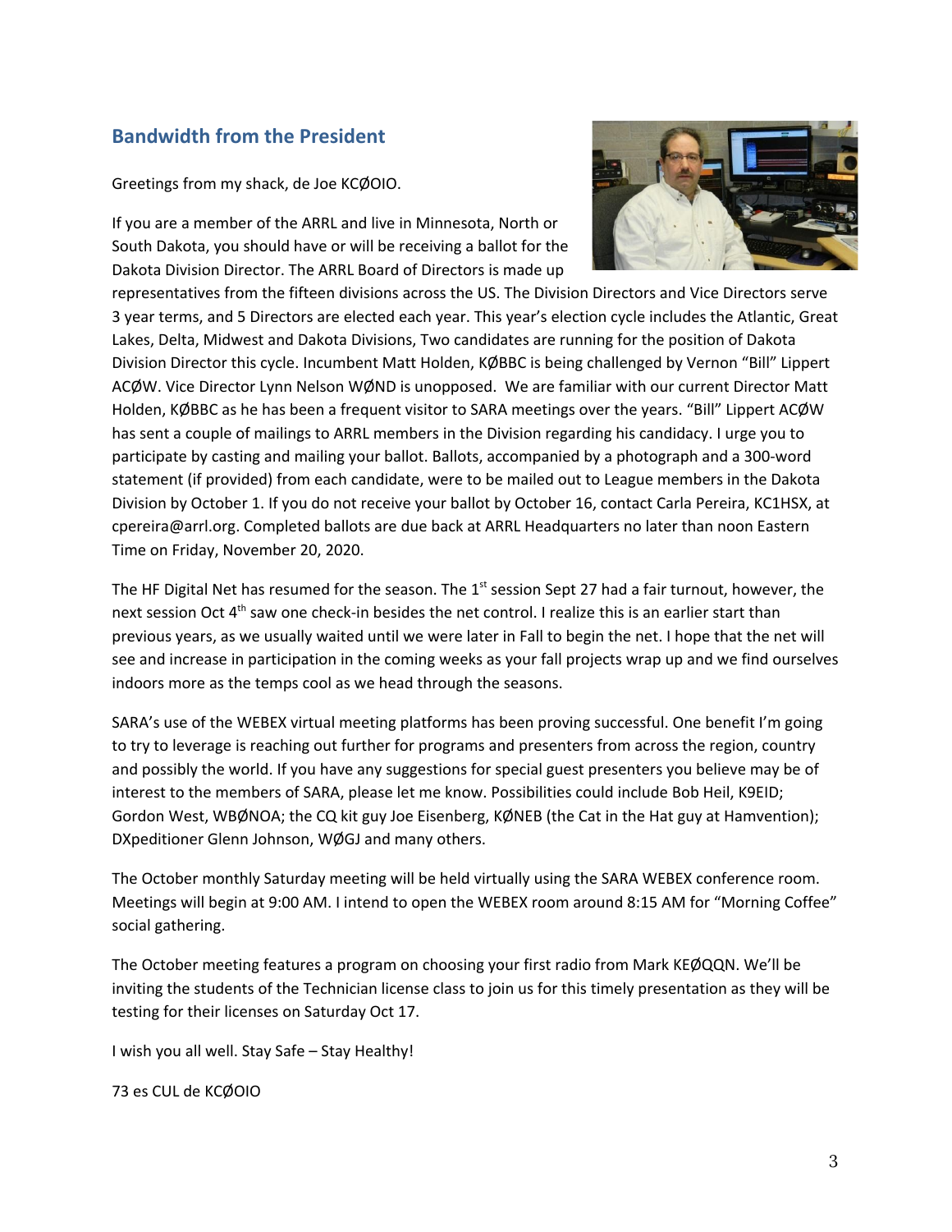## Bandwidth from the President

Greetings from my shack, de Joe KCØOIO.

If you are a member of the ARRL and live in Minnesota, North or South Dakota, you should have or will be receiving a ballot for the Dakota Division Director. The ARRL Board of Directors is made up representatives from the fifteen divisions across the US. The Division Directors and Vice Directors serve 3 year terms, and 5 Directors are elected each year. This year's election cycle includes the Atlantic, Great Lakes, Delta, Midwest and Dakota Divisions, Two candidates are running for the position of Dakota Division Director this cycle. Incumbent Matt Holden, KØBBC is being challenged by Vernon "Bill" Lippert ACØW. Vice Director Lynn Nelson WØND is unopposed. We are familiar with our current Director Matt Holden, KØBBC as he has been a frequent visitor to SARA meetings over the years. "Bill" Lippert ACØW has sent a couple of mailings to ARRL members in the Division regarding his candidacy. I urge you to participate by casting and mailing your ballot. Ballots, accompanied by a photograph and a 300-word statement (if provided) from each candidate, were to be mailed out to League members in the Dakota Division by October 1. If you do not receive your ballot by October 16, contact Carla Pereira, KC1HSX, at cpereira@arrl.org. Completed ballots are due back at ARRL Headquarters no later than noon Eastern Time on Friday, November 20, 2020.

The HF Digital Net has resumed for the season. The 1st session Sept 27 had a fair turnout, however, the next session Oct 4th saw one check-in besides the net control. I realize this is an earlier start than previous years, as we usually waited until we were later in Fall to begin the net. I hope that the net will see and increase in participation in the coming weeks as your fall projects wrap up and we find ourselves indoors more as the temps cool as we head through the seasons.

SARA's use of the WEBEX virtual meeting platforms has been proving successful. One benefit I'm going to try to leverage is reaching out further for programs and presenters from across the region, country and possibly the world. If you have any suggestions for special guest presenters you believe may be of interest to the members of SARA, please let me know. Possibilities could include Bob Heil, K9EID; Gordon West, WBØNOA; the CQ kit guy Joe Eisenberg, KØNEB (the Cat in the Hat guy at Hamvention); DXpeditioner Glenn Johnson, WØGJ and many others.

The October monthly Saturday meeting will be held virtually using the SARA WEBEX conference room. Meetings will begin at 9:00 AM. I intend to open the WEBEX room around 8:15 AM for "Morning Coffee" social gathering.

The October meeting features a program on choosing your first radio from Mark KEØQQN. We'll be inviting the students of the Technician license class to join us for this timely presentation as they will be testing for their licenses on Saturday Oct 17.

I wish you all well. Stay Safe – Stay Healthy!

73 es CUL de KCØOIO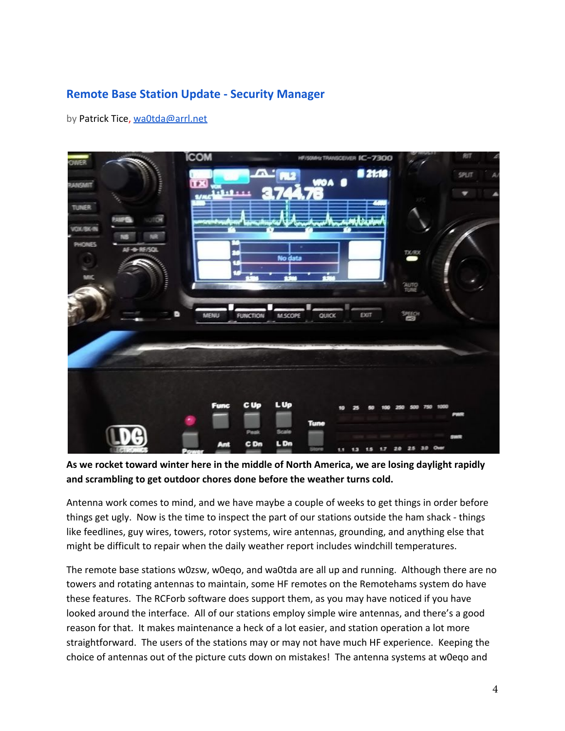## Remote Base Station Update - Security Manager

by Patrick Tice, wa0tda@arrl.net

**As we rocket toward winter here in the middle of North America, we are losing daylight rapidly and scrambling to get outdoor chores done before the weather turns cold.**

Antenna work comes to mind, and we have maybe a couple of weeks to get things in order before things get ugly. Now is the time to inspect the part of our stations outside the ham shack - things like feedlines, guy wires, towers, rotor systems, wire antennas, grounding, and anything else that might be difficult to repair when the daily weather report includes windchill temperatures.

The remote base stations w0zsw, w0eqo, and wa0tda are all up and running. Although there are no towers and rotating antennas to maintain, some HF remotes on the Remotehams system do have these features. The RCForb software does support them, as you may have noticed if you have looked around the interface. All of our stations employ simple wire antennas, and there's a good reason for that. It makes maintenance a heck of a lot easier, and station operation a lot more straightforward. The users of the stations may or may not have much HF experience. Keeping the choice of antennas out of the picture cuts down on mistakes! The antenna systems at w0eqo and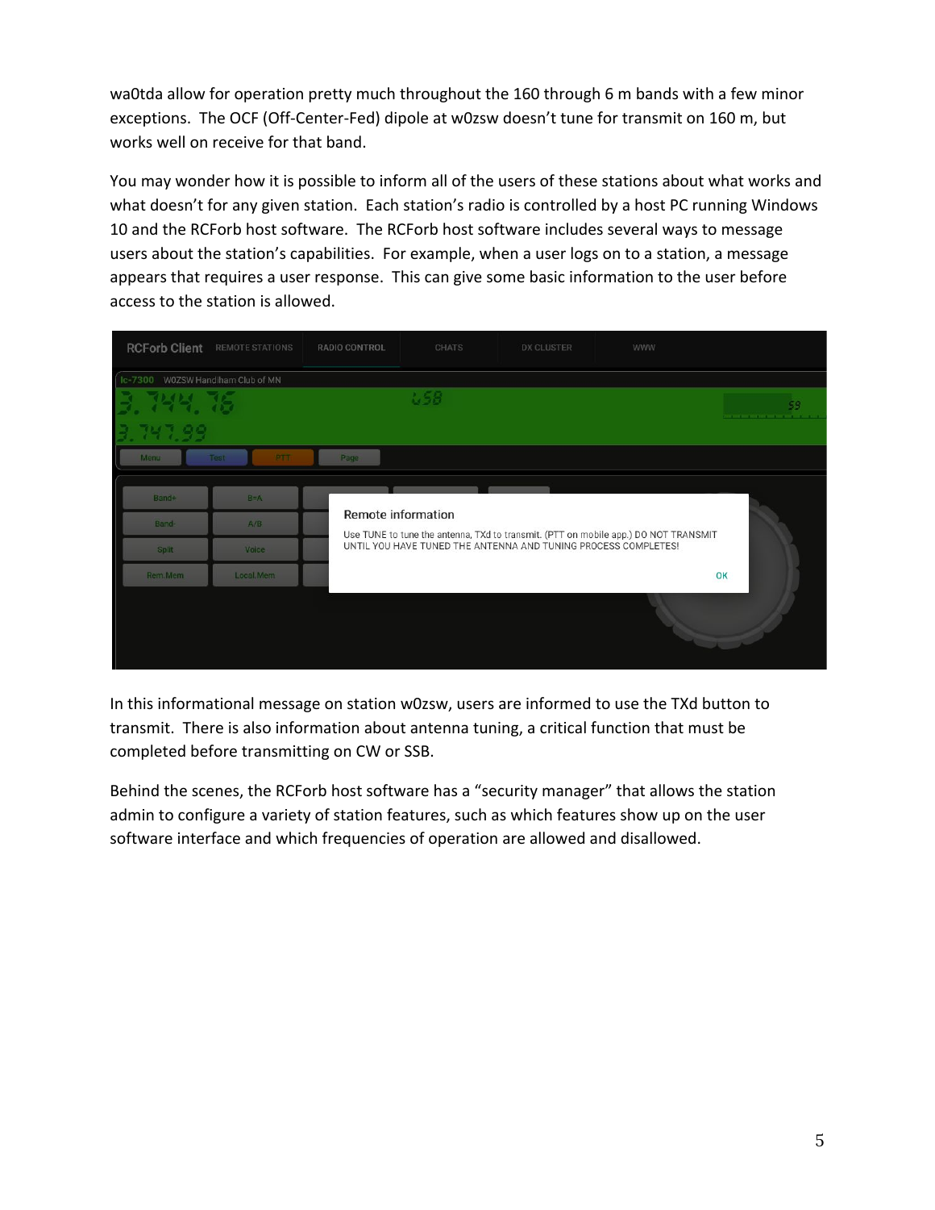wa0tda allow for operation pretty much throughout the 160 through 6 m bands with a few minor exceptions. The OCF (Off-Center-Fed) dipole at w0zsw doesn't tune for transmit on 160 m, but works well on receive for that band.

You may wonder how it is possible to inform all of the users of these stations about what works and what doesn't for any given station. Each station's radio is controlled by a host PC running Windows 10 and the RCForb host software. The RCForb host software includes several ways to message users about the station's capabilities. For example, when a user logs on to a station, a message appears that requires a user response. This can give some basic information to the user before access to the station is allowed.

In this informational message on station w0zsw, users are informed to use the TXd button to transmit. There is also information about antenna tuning, a critical function that must be completed before transmitting on CW or SSB.

Behind the scenes, the RCForb host software has a "security manager" that allows the station admin to configure a variety of station features, such as which features show up on the user software interface and which frequencies of operation are allowed and disallowed.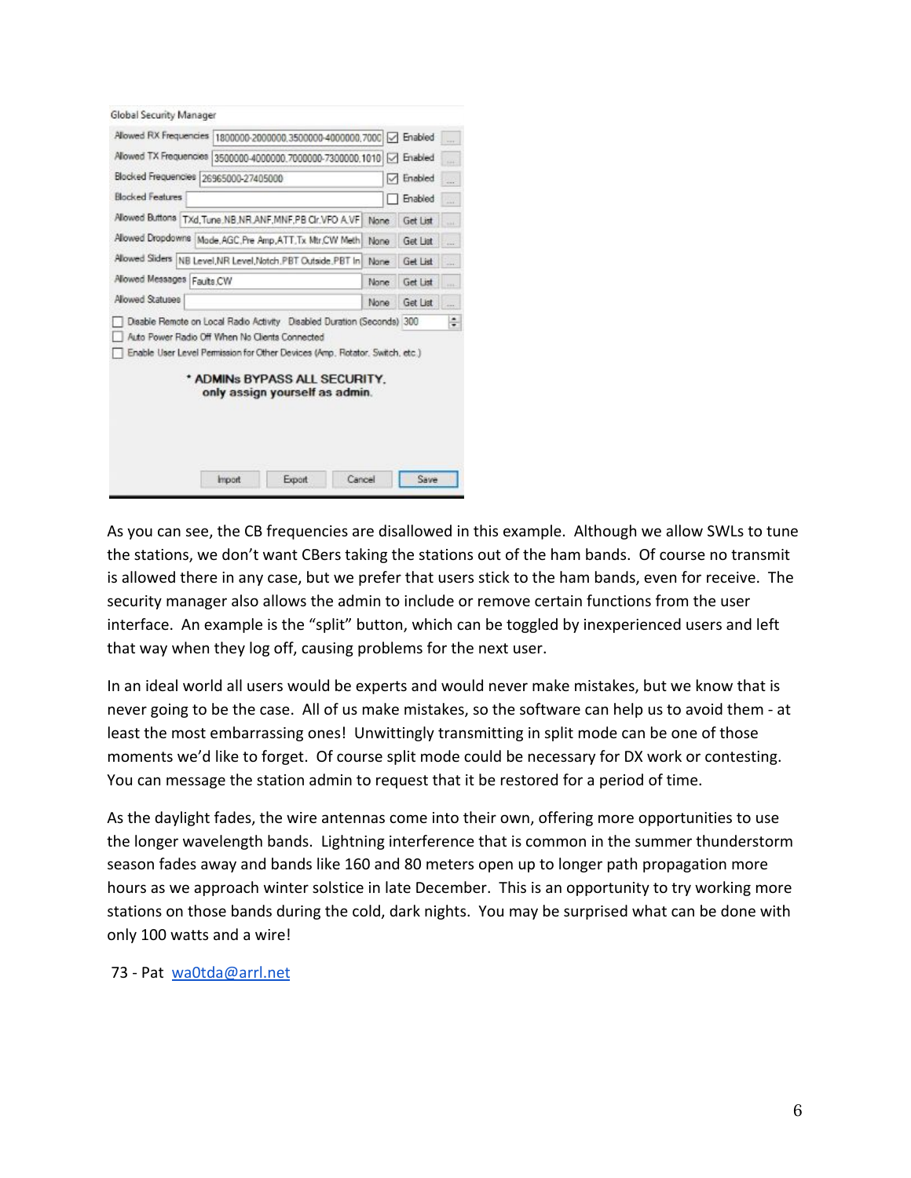Global Security Manager

Allowed RX Frequencies 1800000-2000000,3500000-4000000,7000 Enabled

Allowed TX Frequencies 3500000-4000000,7000000-7300000,1010 Enabled

Blocked Frequencies 26965000-27405000 Enabled

Blocked Features Enabled

Allowed Buttons TXd,Tune,NB,NR,ANF,MNF,PB Clr,VFO A,VF None Get List

Allowed Dropdowns Mode,AGC,Pre Amp,ATT,Tx Mtr,CW Meth None Get List

Allowed Sliders NB Level,NR Level,Notch,PBT Outside,PBT In None Get List

Allowed Messages Faults,CW None Get List

Allowed Statuses None Get List

Disable Remote on Local Radio Activity Disabled Duration (Seconds) 300

Auto Power Radio Off When No Clients Connected

Enable User Level Permission for Other Devices (Amp, Rotator, Switch, etc.)

* ADMINs BYPASS ALL SECURITY.
only assign yourself as admin.

Import Export Cancel Save

As you can see, the CB frequencies are disallowed in this example. Although we allow SWLs to tune the stations, we don't want CBers taking the stations out of the ham bands. Of course no transmit is allowed there in any case, but we prefer that users stick to the ham bands, even for receive. The security manager also allows the admin to include or remove certain functions from the user interface. An example is the "split" button, which can be toggled by inexperienced users and left that way when they log off, causing problems for the next user.

In an ideal world all users would be experts and would never make mistakes, but we know that is never going to be the case. All of us make mistakes, so the software can help us to avoid them - at least the most embarrassing ones! Unwittingly transmitting in split mode can be one of those moments we'd like to forget. Of course split mode could be necessary for DX work or contesting. You can message the station admin to request that it be restored for a period of time.

As the daylight fades, the wire antennas come into their own, offering more opportunities to use the longer wavelength bands. Lightning interference that is common in the summer thunderstorm season fades away and bands like 160 and 80 meters open up to longer path propagation more hours as we approach winter solstice in late December. This is an opportunity to try working more stations on those bands during the cold, dark nights. You may be surprised what can be done with only 100 watts and a wire!

73 - Pat wa0tda@arrl.net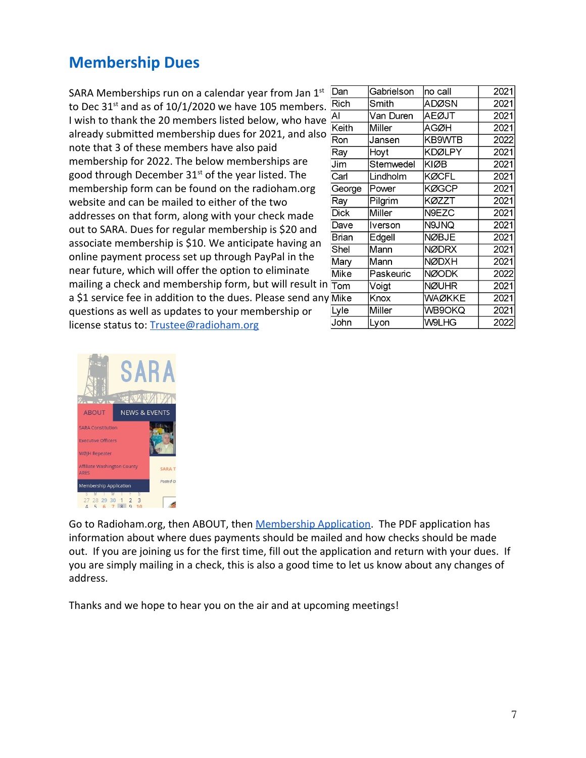## Membership Dues

SARA Memberships run on a calendar year from Jan 1st to Dec 31st and as of 10/1/2020 we have 105 members. I wish to thank the 20 members listed below, who have already submitted membership dues for 2021, and also note that 3 of these members have also paid membership for 2022. The below memberships are good through December 31st of the year listed. The membership form can be found on the radioham.org website and can be mailed to either of the two addresses on that form, along with your check made out to SARA. Dues for regular membership is $20 and associate membership is $10. We anticipate having an online payment process set up through PayPal in the near future, which will offer the option to eliminate mailing a check and membership form, but will result in a $1 service fee in addition to the dues. Please send any questions as well as updates to your membership or license status to: Trustee@radioham.org

| | | | |
|---|---|---|---|
| Dan | Gabrielson | no call | 2021 |
| Rich | Smith | ADØSN | 2021 |
| Al | Van Duren | AEØJT | 2021 |
| Keith | Miller | AGØH | 2021 |
| Ron | Jansen | KB9WTB | 2022 |
| Ray | Hoyt | KDØLPY | 2021 |
| Jim | Stemwedel | KIØB | 2021 |
| Carl | Lindholm | KØCFL | 2021 |
| George | Power | KØGCP | 2021 |
| Ray | Pilgrim | KØZZT | 2021 |
| Dick | Miller | N9EZC | 2021 |
| Dave | Iverson | N9JNQ | 2021 |
| Brian | Edgell | NØBJE | 2021 |
| Shel | Mann | NØDRX | 2021 |
| Mary | Mann | NØDXH | 2021 |
| Mike | Paskeuric | NØODK | 2022 |
| Tom | Voigt | NØUHR | 2021 |
| Mike | Knox | WAØKKE | 2021 |
| Lyle | Miller | WB9OKQ | 2021 |
| John | Lyon | W9LHG | 2022 |

Go to Radioham.org, then ABOUT, then Membership Application. The PDF application has information about where dues payments should be mailed and how checks should be made out. If you are joining us for the first time, fill out the application and return with your dues. If you are simply mailing in a check, this is also a good time to let us know about any changes of address.

Thanks and we hope to hear you on the air and at upcoming meetings!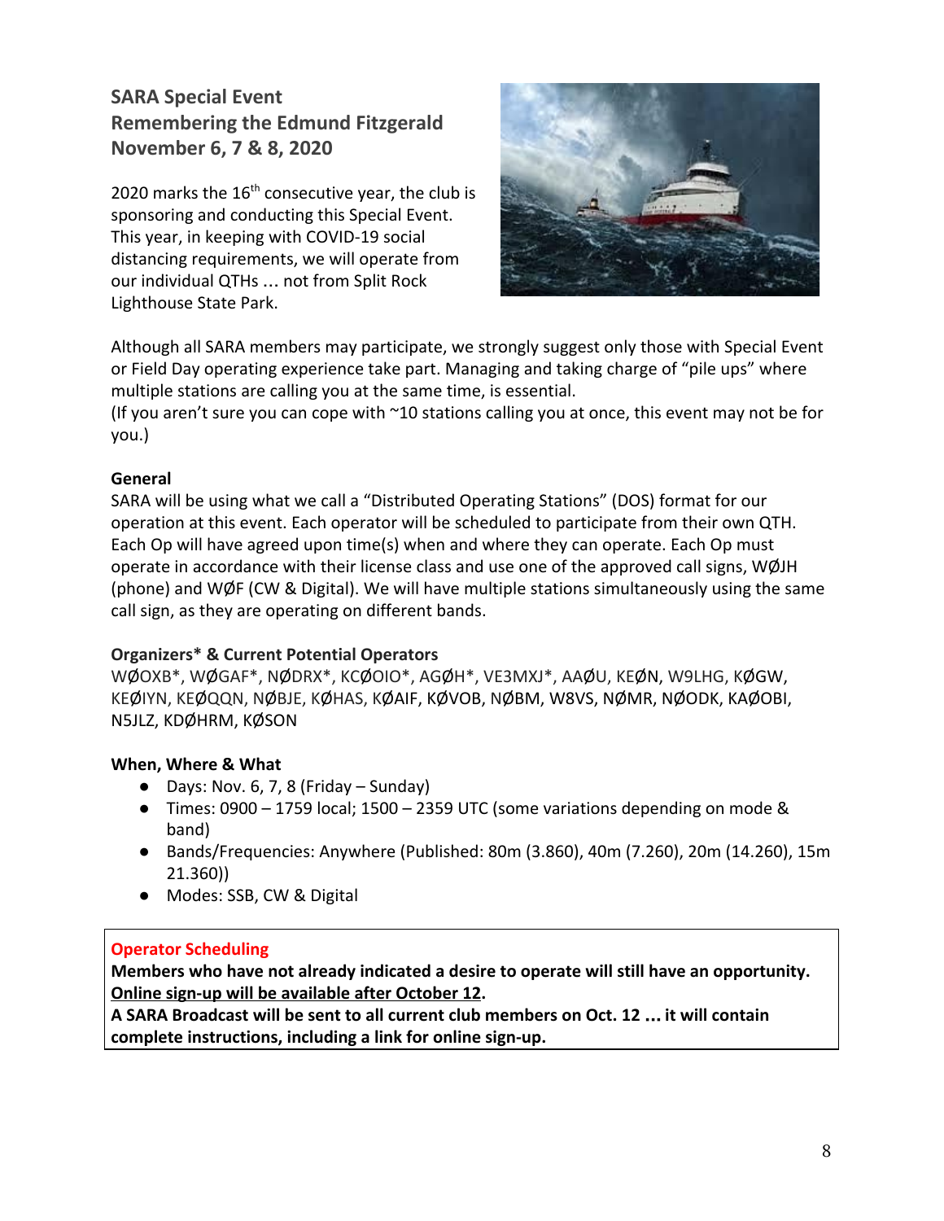## SARA Special Event
## Remembering the Edmund Fitzgerald
## November 6, 7 & 8, 2020

2020 marks the 16th consecutive year, the club is sponsoring and conducting this Special Event. This year, in keeping with COVID-19 social distancing requirements, we will operate from our individual QTHs ... not from Split Rock Lighthouse State Park.

Although all SARA members may participate, we strongly suggest only those with Special Event or Field Day operating experience take part. Managing and taking charge of "pile ups" where multiple stations are calling you at the same time, is essential.
(If you aren't sure you can cope with ~10 stations calling you at once, this event may not be for you.)

**General**
SARA will be using what we call a "Distributed Operating Stations" (DOS) format for our operation at this event. Each operator will be scheduled to participate from their own QTH. Each Op will have agreed upon time(s) when and where they can operate. Each Op must operate in accordance with their license class and use one of the approved call signs, WØJH (phone) and WØF (CW & Digital). We will have multiple stations simultaneously using the same call sign, as they are operating on different bands.

**Organizers* & Current Potential Operators**
WØOXB*, WØGAF*, NØDRX*, KCØOIO*, AGØH*, VE3MXJ*, AAØU, KEØN, W9LHG, KØGW, KEØIYN, KEØQQN, NØBJE, KØHAS, KØAIF, KØVOB, NØBM, W8VS, NØMR, NØODK, KAØOBI, N5JLZ, KDØHRM, KØSON

**When, Where & What**

- Days: Nov. 6, 7, 8 (Friday – Sunday)
- Times: 0900 – 1759 local; 1500 – 2359 UTC (some variations depending on mode & band)
- Bands/Frequencies: Anywhere (Published: 80m (3.860), 40m (7.260), 20m (14.260), 15m 21.360))
- Modes: SSB, CW & Digital

**Operator Scheduling**
**Members who have not already indicated a desire to operate will still have an opportunity.**
**Online sign-up will be available after October 12.**
**A SARA Broadcast will be sent to all current club members on Oct. 12 ... it will contain complete instructions, including a link for online sign-up.**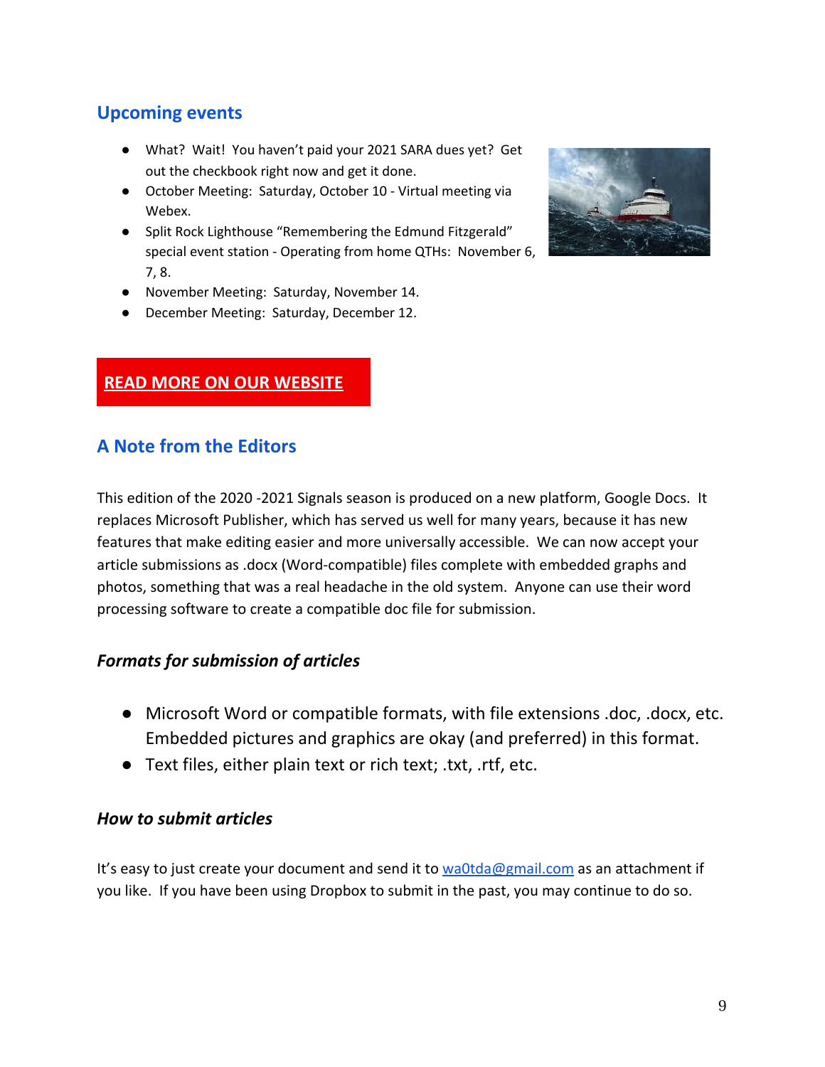## Upcoming events

- What? Wait! You haven't paid your 2021 SARA dues yet? Get out the checkbook right now and get it done.
- October Meeting: Saturday, October 10 - Virtual meeting via Webex.
- Split Rock Lighthouse "Remembering the Edmund Fitzgerald" special event station - Operating from home QTHs: November 6, 7, 8.
- November Meeting: Saturday, November 14.
- December Meeting: Saturday, December 12.

**READ MORE ON OUR WEBSITE**

## A Note from the Editors

This edition of the 2020 -2021 Signals season is produced on a new platform, Google Docs. It replaces Microsoft Publisher, which has served us well for many years, because it has new features that make editing easier and more universally accessible. We can now accept your article submissions as .docx (Word-compatible) files complete with embedded graphs and photos, something that was a real headache in the old system. Anyone can use their word processing software to create a compatible doc file for submission.

### *Formats for submission of articles*

- Microsoft Word or compatible formats, with file extensions .doc, .docx, etc. Embedded pictures and graphics are okay (and preferred) in this format.
- Text files, either plain text or rich text; .txt, .rtf, etc.

### *How to submit articles*

It's easy to just create your document and send it to wa0tda@gmail.com as an attachment if you like. If you have been using Dropbox to submit in the past, you may continue to do so.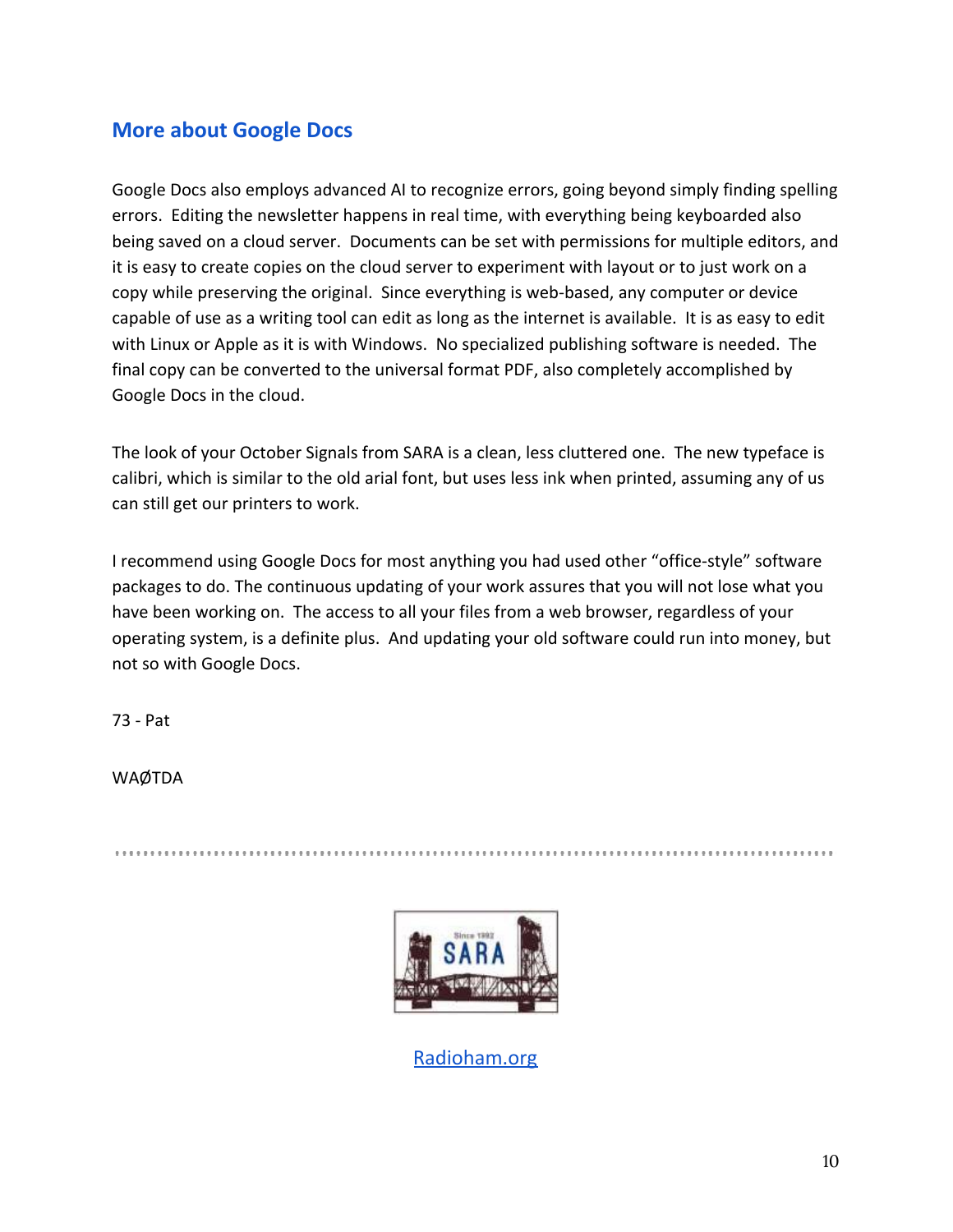## More about Google Docs

Google Docs also employs advanced AI to recognize errors, going beyond simply finding spelling errors. Editing the newsletter happens in real time, with everything being keyboarded also being saved on a cloud server. Documents can be set with permissions for multiple editors, and it is easy to create copies on the cloud server to experiment with layout or to just work on a copy while preserving the original. Since everything is web-based, any computer or device capable of use as a writing tool can edit as long as the internet is available. It is as easy to edit with Linux or Apple as it is with Windows. No specialized publishing software is needed. The final copy can be converted to the universal format PDF, also completely accomplished by Google Docs in the cloud.

The look of your October Signals from SARA is a clean, less cluttered one. The new typeface is calibri, which is similar to the old arial font, but uses less ink when printed, assuming any of us can still get our printers to work.

I recommend using Google Docs for most anything you had used other “office-style” software packages to do. The continuous updating of your work assures that you will not lose what you have been working on. The access to all your files from a web browser, regardless of your operating system, is a definite plus. And updating your old software could run into money, but not so with Google Docs.

73 - Pat

WAØTDA

---

Radioham.org